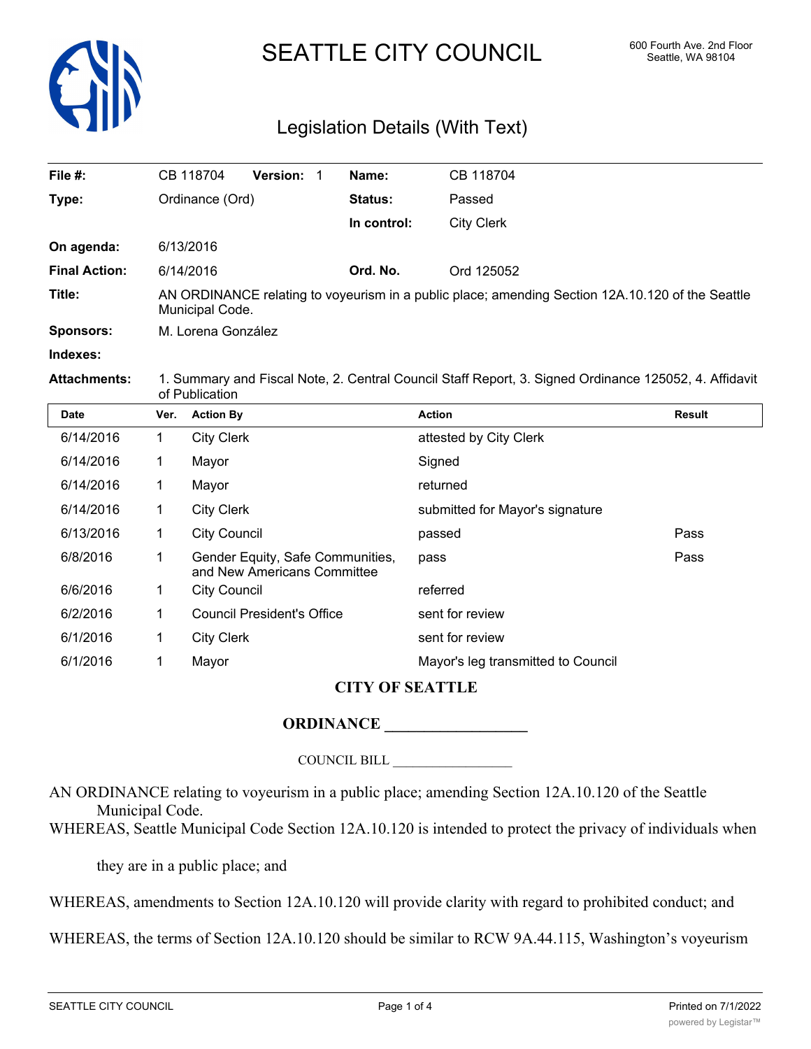# SEATTLE CITY COUNCIL

600 Fourth Ave. 2nd Floor
Seattle, WA 98104

## Legislation Details (With Text)

| | | | |
|---|---|---|---|
| **File #:** | CB 118704 **Version:** 1 | **Name:** | CB 118704 |
| **Type:** | Ordinance (Ord) | **Status:** | Passed |
| | | **In control:** | City Clerk |
| **On agenda:** | 6/13/2016 | | |
| **Final Action:** | 6/14/2016 | **Ord. No.** | Ord 125052 |
| **Title:** | AN ORDINANCE relating to voyeurism in a public place; amending Section 12A.10.120 of the Seattle Municipal Code. | | |
| **Sponsors:** | M. Lorena González | | |
| **Indexes:** | | | |
| **Attachments:** | 1. Summary and Fiscal Note, 2. Central Council Staff Report, 3. Signed Ordinance 125052, 4. Affidavit of Publication | | |

| Date | Ver. | Action By | Action | Result |
|---|---|---|---|---|
| 6/14/2016 | 1 | City Clerk | attested by City Clerk | |
| 6/14/2016 | 1 | Mayor | Signed | |
| 6/14/2016 | 1 | Mayor | returned | |
| 6/14/2016 | 1 | City Clerk | submitted for Mayor's signature | |
| 6/13/2016 | 1 | City Council | passed | Pass |
| 6/8/2016 | 1 | Gender Equity, Safe Communities, and New Americans Committee | pass | Pass |
| 6/6/2016 | 1 | City Council | referred | |
| 6/2/2016 | 1 | Council President's Office | sent for review | |
| 6/1/2016 | 1 | City Clerk | sent for review | |
| 6/1/2016 | 1 | Mayor | Mayor's leg transmitted to Council | |

**CITY OF SEATTLE**

**ORDINANCE \_\_\_\_\_\_\_\_\_\_\_\_\_\_\_\_\_\_**

COUNCIL BILL \_\_\_\_\_\_\_\_\_\_\_\_\_\_\_\_\_\_

AN ORDINANCE relating to voyeurism in a public place; amending Section 12A.10.120 of the Seattle Municipal Code.

WHEREAS, Seattle Municipal Code Section 12A.10.120 is intended to protect the privacy of individuals when they are in a public place; and

WHEREAS, amendments to Section 12A.10.120 will provide clarity with regard to prohibited conduct; and

WHEREAS, the terms of Section 12A.10.120 should be similar to RCW 9A.44.115, Washington's voyeurism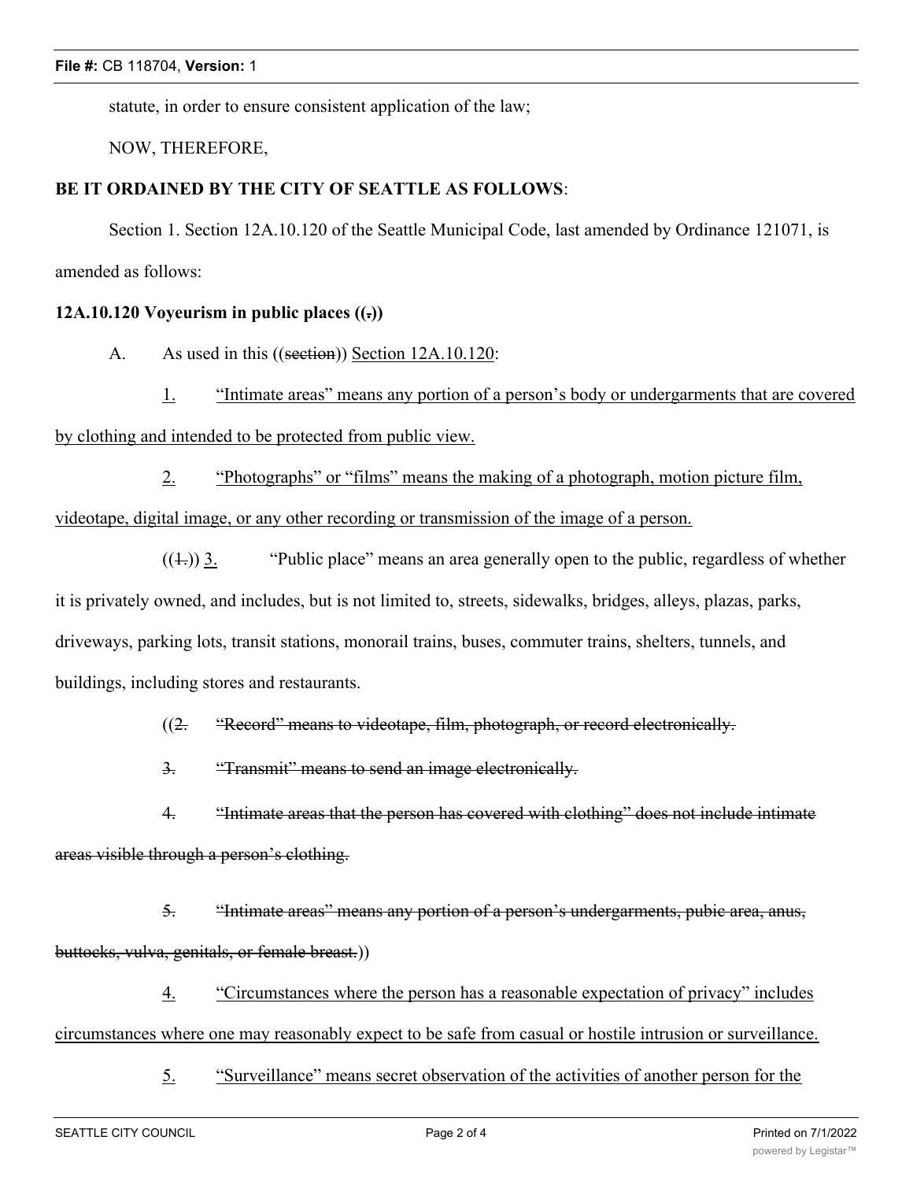statute, in order to ensure consistent application of the law;

NOW, THEREFORE,

**BE IT ORDAINED BY THE CITY OF SEATTLE AS FOLLOWS**:

Section 1. Section 12A.10.120 of the Seattle Municipal Code, last amended by Ordinance 121071, is amended as follows:

**12A.10.120 Voyeurism in public places ((~~.~~))**

A. As used in this ((~~section~~)) <u>Section 12A.10.120</u>:

<u>1. "Intimate areas" means any portion of a person's body or undergarments that are covered by clothing and intended to be protected from public view.</u>

<u>2. "Photographs" or "films" means the making of a photograph, motion picture film, videotape, digital image, or any other recording or transmission of the image of a person.</u>

((~~1.~~)) <u>3.</u> "Public place" means an area generally open to the public, regardless of whether it is privately owned, and includes, but is not limited to, streets, sidewalks, bridges, alleys, plazas, parks, driveways, parking lots, transit stations, monorail trains, buses, commuter trains, shelters, tunnels, and buildings, including stores and restaurants.

((~~2. "Record" means to videotape, film, photograph, or record electronically.~~

~~3. "Transmit" means to send an image electronically.~~

~~4. "Intimate areas that the person has covered with clothing" does not include intimate areas visible through a person's clothing.~~

~~5. "Intimate areas" means any portion of a person's undergarments, pubic area, anus, buttocks, vulva, genitals, or female breast.~~))

<u>4. "Circumstances where the person has a reasonable expectation of privacy" includes circumstances where one may reasonably expect to be safe from casual or hostile intrusion or surveillance.</u>

<u>5. "Surveillance" means secret observation of the activities of another person for the</u>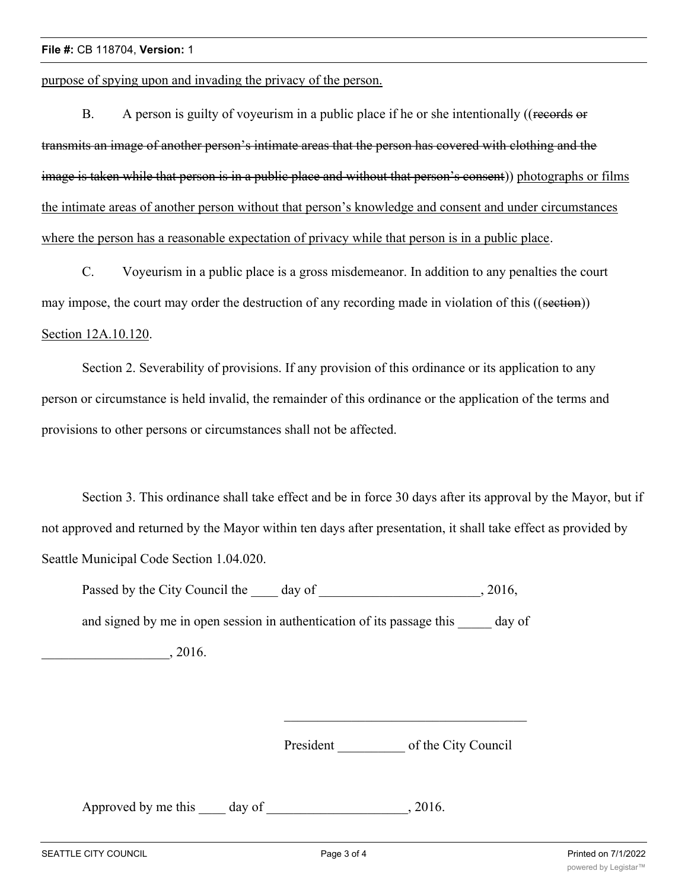purpose of spying upon and invading the privacy of the person.

B. A person is guilty of voyeurism in a public place if he or she intentionally ((~~records or transmits an image of another person's intimate areas that the person has covered with clothing and the image is taken while that person is in a public place and without that person's consent~~)) <u>photographs or films the intimate areas of another person without that person's knowledge and consent and under circumstances where the person has a reasonable expectation of privacy while that person is in a public place</u>.

C. Voyeurism in a public place is a gross misdemeanor. In addition to any penalties the court may impose, the court may order the destruction of any recording made in violation of this ((~~section~~)) <u>Section 12A.10.120</u>.

Section 2. Severability of provisions. If any provision of this ordinance or its application to any person or circumstance is held invalid, the remainder of this ordinance or the application of the terms and provisions to other persons or circumstances shall not be affected.

Section 3. This ordinance shall take effect and be in force 30 days after its approval by the Mayor, but if not approved and returned by the Mayor within ten days after presentation, it shall take effect as provided by Seattle Municipal Code Section 1.04.020.

Passed by the City Council the ____ day of ________________________, 2016,

and signed by me in open session in authentication of its passage this _____ day of ___________________, 2016.

_____________________________________

President __________ of the City Council

Approved by me this ____ day of _____________________, 2016.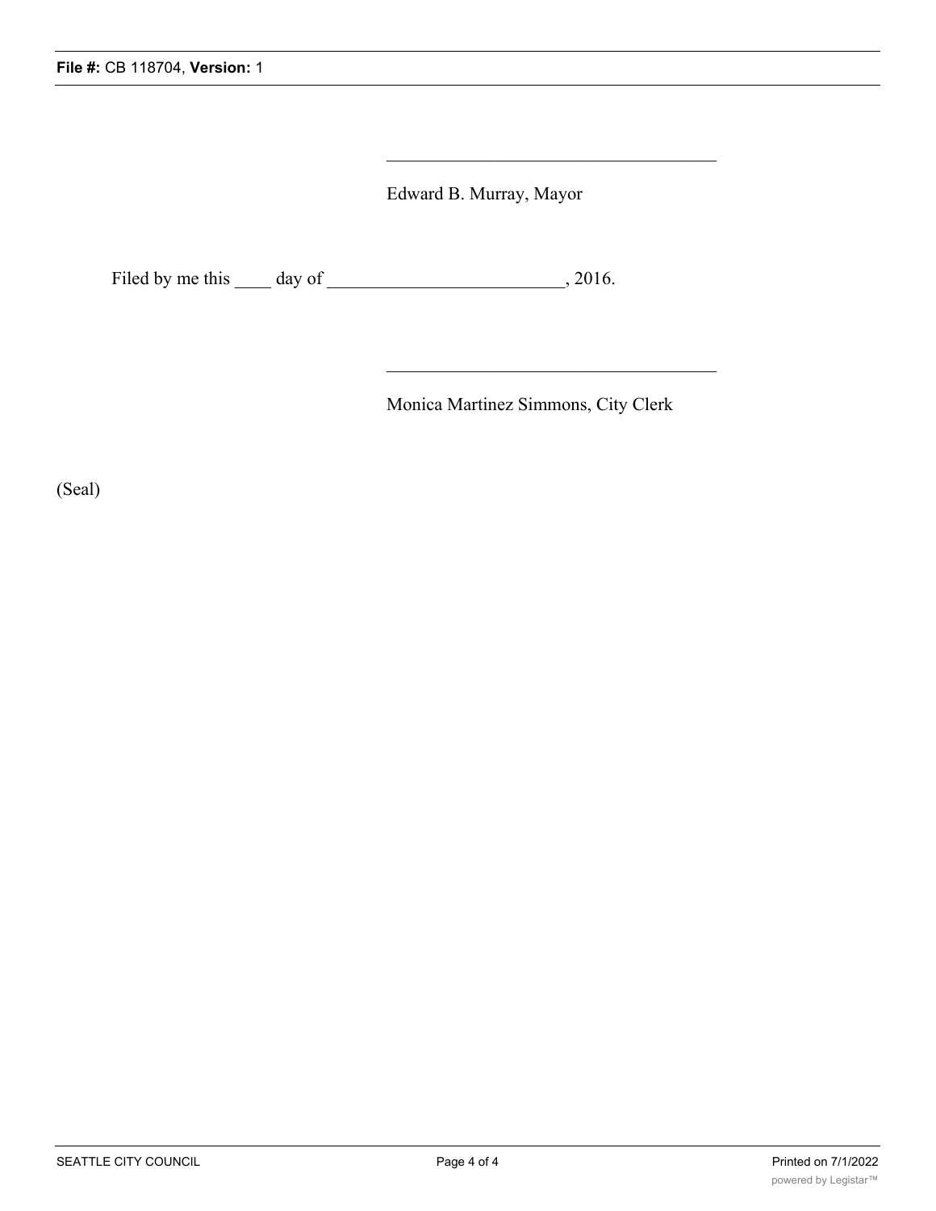____________________________________

Edward B. Murray, Mayor

Filed by me this ____ day of __________________________, 2016.

____________________________________

Monica Martinez Simmons, City Clerk

(Seal)